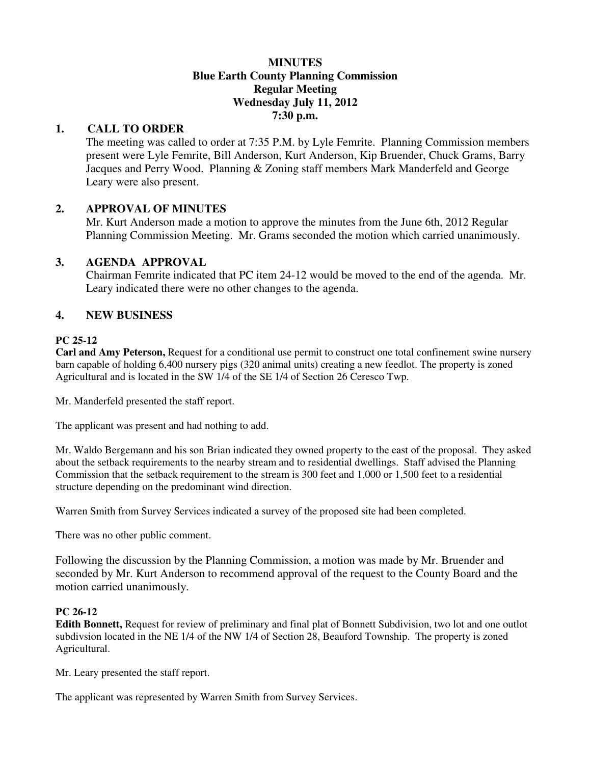**MINUTES**
**Blue Earth County Planning Commission**
**Regular Meeting**
**Wednesday July 11, 2012**
**7:30 p.m.**

## 1. CALL TO ORDER

The meeting was called to order at 7:35 P.M. by Lyle Femrite. Planning Commission members present were Lyle Femrite, Bill Anderson, Kurt Anderson, Kip Bruender, Chuck Grams, Barry Jacques and Perry Wood. Planning & Zoning staff members Mark Manderfeld and George Leary were also present.

## 2. APPROVAL OF MINUTES

Mr. Kurt Anderson made a motion to approve the minutes from the June 6th, 2012 Regular Planning Commission Meeting. Mr. Grams seconded the motion which carried unanimously.

## 3. AGENDA APPROVAL

Chairman Femrite indicated that PC item 24-12 would be moved to the end of the agenda. Mr. Leary indicated there were no other changes to the agenda.

## 4. NEW BUSINESS

**PC 25-12**

**Carl and Amy Peterson,** Request for a conditional use permit to construct one total confinement swine nursery barn capable of holding 6,400 nursery pigs (320 animal units) creating a new feedlot. The property is zoned Agricultural and is located in the SW 1/4 of the SE 1/4 of Section 26 Ceresco Twp.

Mr. Manderfeld presented the staff report.

The applicant was present and had nothing to add.

Mr. Waldo Bergemann and his son Brian indicated they owned property to the east of the proposal. They asked about the setback requirements to the nearby stream and to residential dwellings. Staff advised the Planning Commission that the setback requirement to the stream is 300 feet and 1,000 or 1,500 feet to a residential structure depending on the predominant wind direction.

Warren Smith from Survey Services indicated a survey of the proposed site had been completed.

There was no other public comment.

Following the discussion by the Planning Commission, a motion was made by Mr. Bruender and seconded by Mr. Kurt Anderson to recommend approval of the request to the County Board and the motion carried unanimously.

**PC 26-12**

**Edith Bonnett,** Request for review of preliminary and final plat of Bonnett Subdivision, two lot and one outlot subdivsion located in the NE 1/4 of the NW 1/4 of Section 28, Beauford Township. The property is zoned Agricultural.

Mr. Leary presented the staff report.

The applicant was represented by Warren Smith from Survey Services.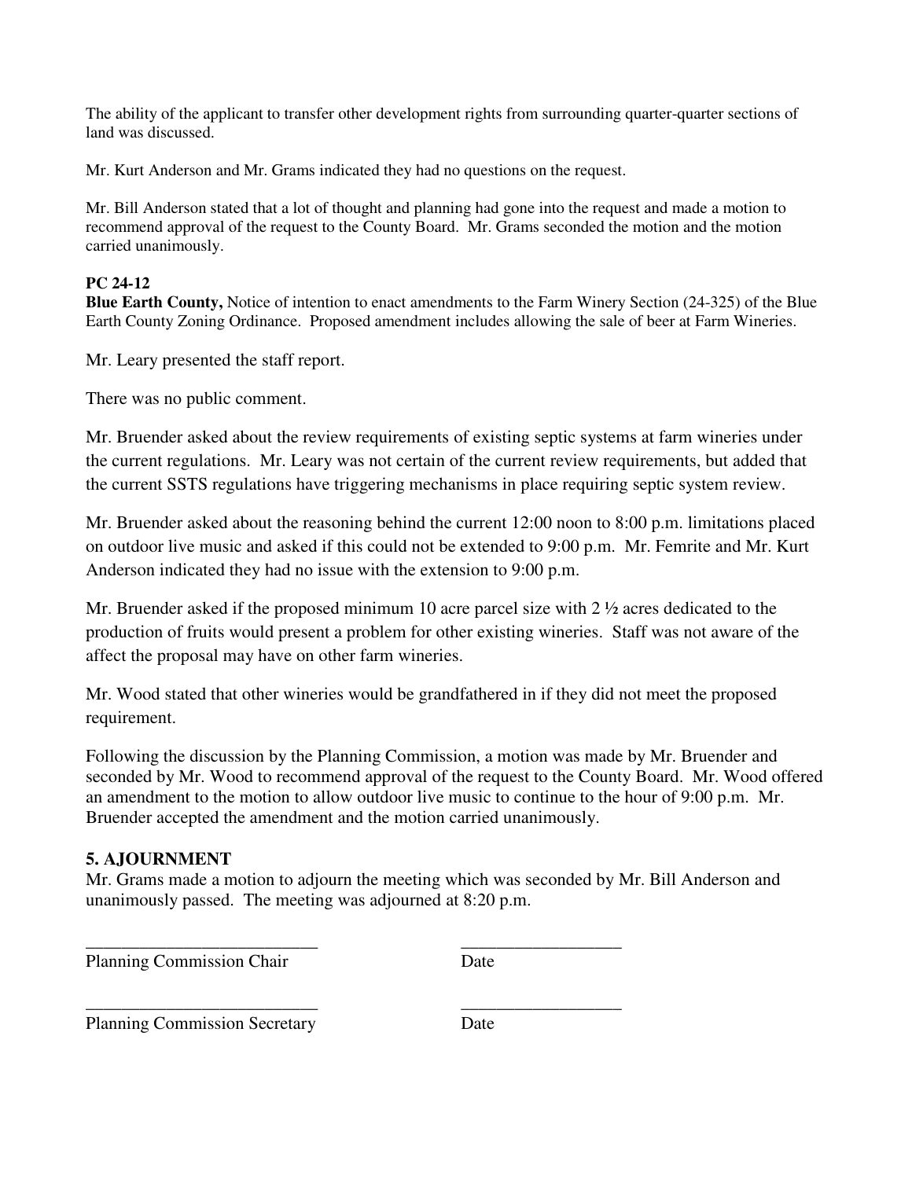The ability of the applicant to transfer other development rights from surrounding quarter-quarter sections of land was discussed.

Mr. Kurt Anderson and Mr. Grams indicated they had no questions on the request.

Mr. Bill Anderson stated that a lot of thought and planning had gone into the request and made a motion to recommend approval of the request to the County Board. Mr. Grams seconded the motion and the motion carried unanimously.

**PC 24-12**
**Blue Earth County,** Notice of intention to enact amendments to the Farm Winery Section (24-325) of the Blue Earth County Zoning Ordinance. Proposed amendment includes allowing the sale of beer at Farm Wineries.

Mr. Leary presented the staff report.

There was no public comment.

Mr. Bruender asked about the review requirements of existing septic systems at farm wineries under the current regulations. Mr. Leary was not certain of the current review requirements, but added that the current SSTS regulations have triggering mechanisms in place requiring septic system review.

Mr. Bruender asked about the reasoning behind the current 12:00 noon to 8:00 p.m. limitations placed on outdoor live music and asked if this could not be extended to 9:00 p.m. Mr. Femrite and Mr. Kurt Anderson indicated they had no issue with the extension to 9:00 p.m.

Mr. Bruender asked if the proposed minimum 10 acre parcel size with 2 ½ acres dedicated to the production of fruits would present a problem for other existing wineries. Staff was not aware of the affect the proposal may have on other farm wineries.

Mr. Wood stated that other wineries would be grandfathered in if they did not meet the proposed requirement.

Following the discussion by the Planning Commission, a motion was made by Mr. Bruender and seconded by Mr. Wood to recommend approval of the request to the County Board. Mr. Wood offered an amendment to the motion to allow outdoor live music to continue to the hour of 9:00 p.m. Mr. Bruender accepted the amendment and the motion carried unanimously.

## 5. AJOURNMENT

Mr. Grams made a motion to adjourn the meeting which was seconded by Mr. Bill Anderson and unanimously passed. The meeting was adjourned at 8:20 p.m.

\_\_\_\_\_\_\_\_\_\_\_\_\_\_\_\_\_\_\_\_\_\_\_\_\_\_ \_\_\_\_\_\_\_\_\_\_\_\_\_\_\_\_\_\_
Planning Commission Chair Date

\_\_\_\_\_\_\_\_\_\_\_\_\_\_\_\_\_\_\_\_\_\_\_\_\_\_ \_\_\_\_\_\_\_\_\_\_\_\_\_\_\_\_\_\_
Planning Commission Secretary Date